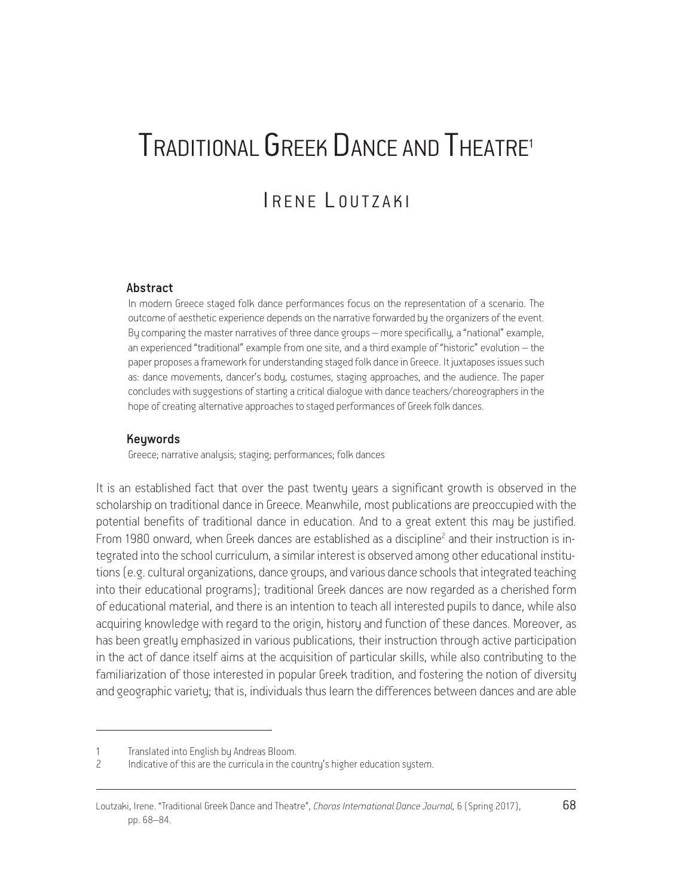# Traditional Greek Dance and Theatre[1]

## Irene Loutzaki

**Abstract**

In modern Greece staged folk dance performances focus on the representation of a scenario. The outcome of aesthetic experience depends on the narrative forwarded by the organizers of the event. By comparing the master narratives of three dance groups – more specifically, a "national" example, an experienced "traditional" example from one site, and a third example of "historic" evolution – the paper proposes a framework for understanding staged folk dance in Greece. It juxtaposes issues such as: dance movements, dancer's body, costumes, staging approaches, and the audience. The paper concludes with suggestions of starting a critical dialogue with dance teachers/choreographers in the hope of creating alternative approaches to staged performances of Greek folk dances.

**Keywords**

Greece; narrative analysis; staging; performances; folk dances

It is an established fact that over the past twenty years a significant growth is observed in the scholarship on traditional dance in Greece. Meanwhile, most publications are preoccupied with the potential benefits of traditional dance in education. And to a great extent this may be justified. From 1980 onward, when Greek dances are established as a discipline[2] and their instruction is integrated into the school curriculum, a similar interest is observed among other educational institutions (e.g. cultural organizations, dance groups, and various dance schools that integrated teaching into their educational programs); traditional Greek dances are now regarded as a cherished form of educational material, and there is an intention to teach all interested pupils to dance, while also acquiring knowledge with regard to the origin, history and function of these dances. Moreover, as has been greatly emphasized in various publications, their instruction through active participation in the act of dance itself aims at the acquisition of particular skills, while also contributing to the familiarization of those interested in popular Greek tradition, and fostering the notion of diversity and geographic variety; that is, individuals thus learn the differences between dances and are able

---

1 Translated into English by Andreas Bloom.

2 Indicative of this are the curricula in the country's higher education system.

Loutzaki, Irene. "Traditional Greek Dance and Theatre", *Choros International Dance Journal*, 6 (Spring 2017), pp. 68–84.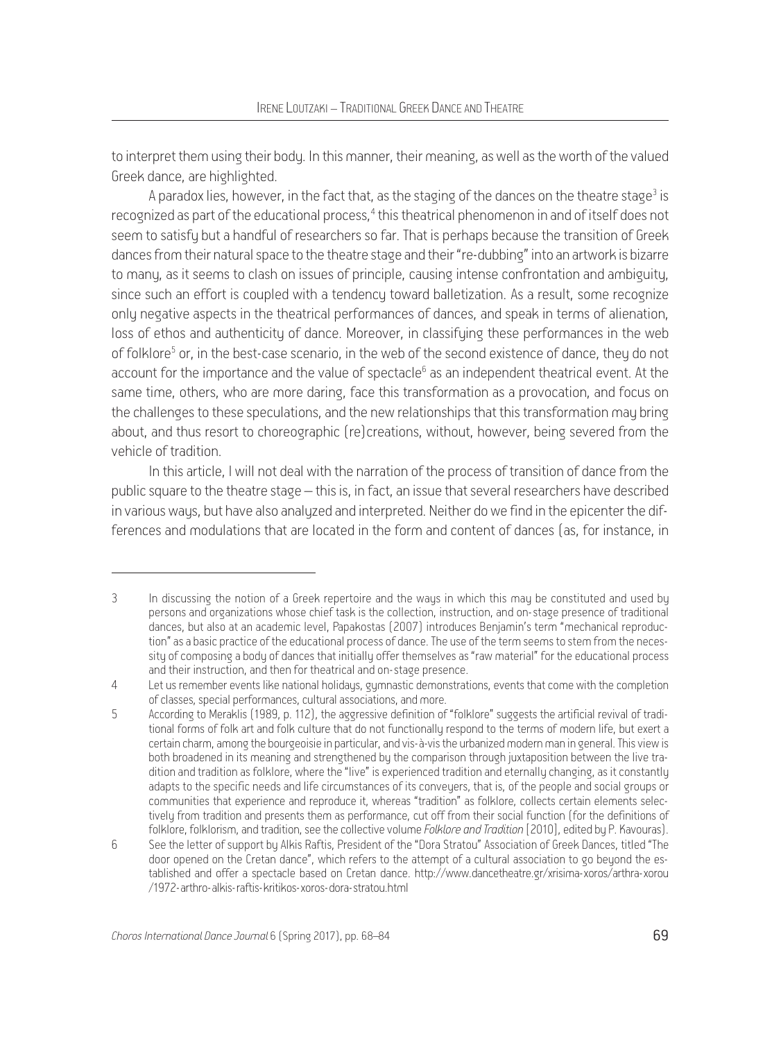to interpret them using their body. In this manner, their meaning, as well as the worth of the valued Greek dance, are highlighted.

A paradox lies, however, in the fact that, as the staging of the dances on the theatre stage[3] is recognized as part of the educational process,[4] this theatrical phenomenon in and of itself does not seem to satisfy but a handful of researchers so far. That is perhaps because the transition of Greek dances from their natural space to the theatre stage and their "re-dubbing" into an artwork is bizarre to many, as it seems to clash on issues of principle, causing intense confrontation and ambiguity, since such an effort is coupled with a tendency toward balletization. As a result, some recognize only negative aspects in the theatrical performances of dances, and speak in terms of alienation, loss of ethos and authenticity of dance. Moreover, in classifying these performances in the web of folklore[5] or, in the best-case scenario, in the web of the second existence of dance, they do not account for the importance and the value of spectacle[6] as an independent theatrical event. At the same time, others, who are more daring, face this transformation as a provocation, and focus on the challenges to these speculations, and the new relationships that this transformation may bring about, and thus resort to choreographic (re)creations, without, however, being severed from the vehicle of tradition.

In this article, I will not deal with the narration of the process of transition of dance from the public square to the theatre stage – this is, in fact, an issue that several researchers have described in various ways, but have also analyzed and interpreted. Neither do we find in the epicenter the differences and modulations that are located in the form and content of dances (as, for instance, in

---

3 In discussing the notion of a Greek repertoire and the ways in which this may be constituted and used by persons and organizations whose chief task is the collection, instruction, and on-stage presence of traditional dances, but also at an academic level, Papakostas (2007) introduces Benjamin's term "mechanical reproduction" as a basic practice of the educational process of dance. The use of the term seems to stem from the necessity of composing a body of dances that initially offer themselves as "raw material" for the educational process and their instruction, and then for theatrical and on-stage presence.

4 Let us remember events like national holidays, gymnastic demonstrations, events that come with the completion of classes, special performances, cultural associations, and more.

5 According to Meraklis (1989, p. 112), the aggressive definition of "folklore" suggests the artificial revival of traditional forms of folk art and folk culture that do not functionally respond to the terms of modern life, but exert a certain charm, among the bourgeoisie in particular, and vis-à-vis the urbanized modern man in general. This view is both broadened in its meaning and strengthened by the comparison through juxtaposition between the live tradition and tradition as folklore, where the "live" is experienced tradition and eternally changing, as it constantly adapts to the specific needs and life circumstances of its conveyers, that is, of the people and social groups or communities that experience and reproduce it, whereas "tradition" as folklore, collects certain elements selectively from tradition and presents them as performance, cut off from their social function (for the definitions of folklore, folklorism, and tradition, see the collective volume *Folklore and Tradition* [2010], edited by P. Kavouras).

6 See the letter of support by Alkis Raftis, President of the "Dora Stratou" Association of Greek Dances, titled "The door opened on the Cretan dance", which refers to the attempt of a cultural association to go beyond the established and offer a spectacle based on Cretan dance. http://www.dancetheatre.gr/xrisima-xoros/arthra-xorou/1972-arthro-alkis-raftis-kritikos-xoros-dora-stratou.html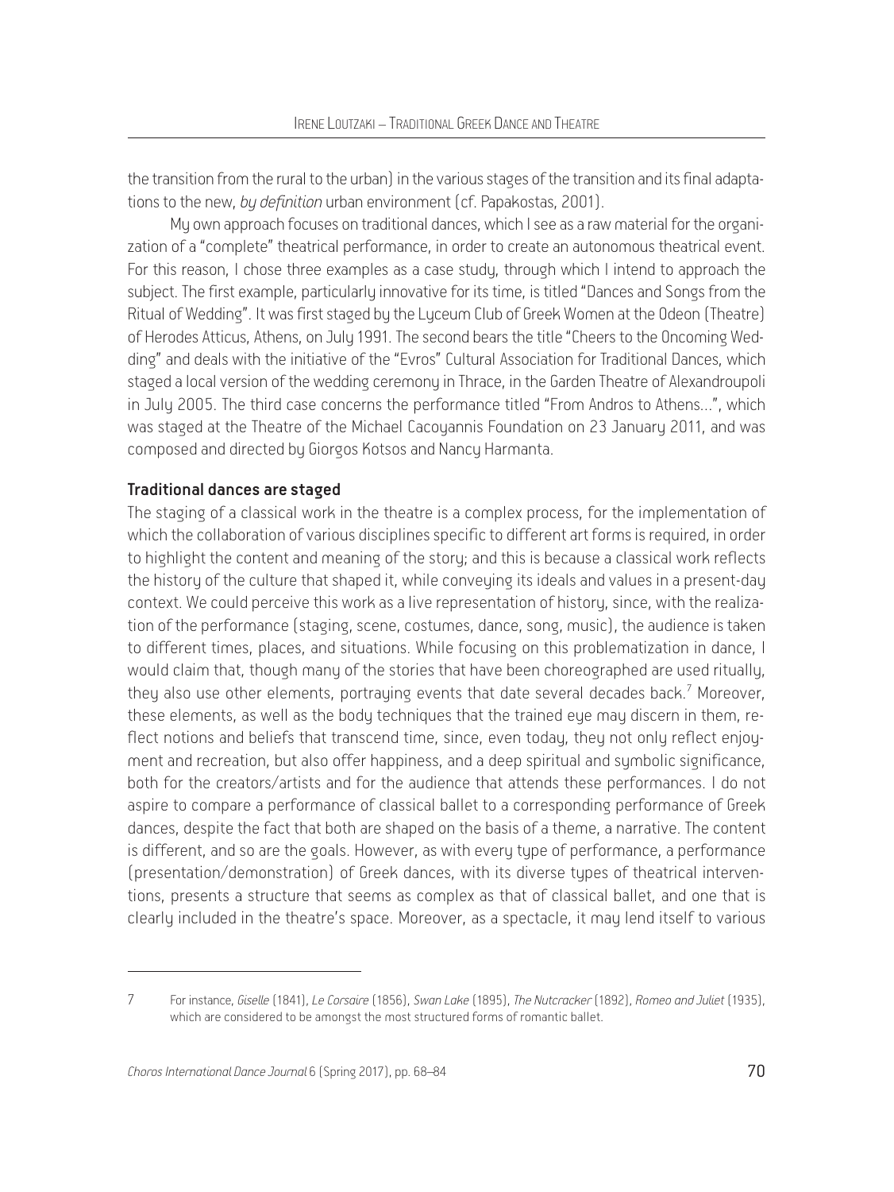the transition from the rural to the urban) in the various stages of the transition and its final adaptations to the new, *by definition* urban environment (cf. Papakostas, 2001).

My own approach focuses on traditional dances, which I see as a raw material for the organization of a "complete" theatrical performance, in order to create an autonomous theatrical event. For this reason, I chose three examples as a case study, through which I intend to approach the subject. The first example, particularly innovative for its time, is titled "Dances and Songs from the Ritual of Wedding". It was first staged by the Lyceum Club of Greek Women at the Odeon (Theatre) of Herodes Atticus, Athens, on July 1991. The second bears the title "Cheers to the Oncoming Wedding" and deals with the initiative of the "Evros" Cultural Association for Traditional Dances, which staged a local version of the wedding ceremony in Thrace, in the Garden Theatre of Alexandroupoli in July 2005. The third case concerns the performance titled "From Andros to Athens…", which was staged at the Theatre of the Michael Cacoyannis Foundation on 23 January 2011, and was composed and directed by Giorgos Kotsos and Nancy Harmanta.

**Traditional dances are staged**

The staging of a classical work in the theatre is a complex process, for the implementation of which the collaboration of various disciplines specific to different art forms is required, in order to highlight the content and meaning of the story; and this is because a classical work reflects the history of the culture that shaped it, while conveying its ideals and values in a present-day context. We could perceive this work as a live representation of history, since, with the realization of the performance (staging, scene, costumes, dance, song, music), the audience is taken to different times, places, and situations. While focusing on this problematization in dance, I would claim that, though many of the stories that have been choreographed are used ritually, they also use other elements, portraying events that date several decades back.[7] Moreover, these elements, as well as the body techniques that the trained eye may discern in them, reflect notions and beliefs that transcend time, since, even today, they not only reflect enjoyment and recreation, but also offer happiness, and a deep spiritual and symbolic significance, both for the creators/artists and for the audience that attends these performances. I do not aspire to compare a performance of classical ballet to a corresponding performance of Greek dances, despite the fact that both are shaped on the basis of a theme, a narrative. The content is different, and so are the goals. However, as with every type of performance, a performance (presentation/demonstration) of Greek dances, with its diverse types of theatrical interventions, presents a structure that seems as complex as that of classical ballet, and one that is clearly included in the theatre's space. Moreover, as a spectacle, it may lend itself to various

---

7 For instance, *Giselle* (1841), *Le Corsaire* (1856), *Swan Lake* (1895), *The Nutcracker* (1892), *Romeo and Juliet* (1935), which are considered to be amongst the most structured forms of romantic ballet.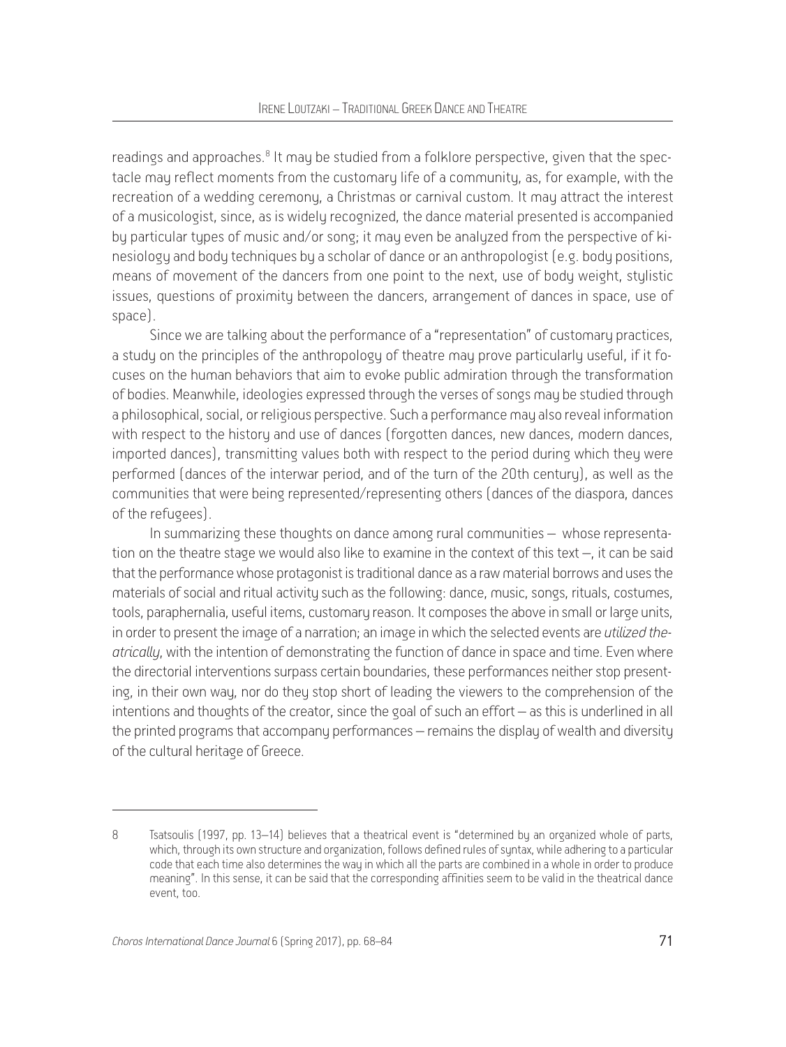readings and approaches.[8] It may be studied from a folklore perspective, given that the spectacle may reflect moments from the customary life of a community, as, for example, with the recreation of a wedding ceremony, a Christmas or carnival custom. It may attract the interest of a musicologist, since, as is widely recognized, the dance material presented is accompanied by particular types of music and/or song; it may even be analyzed from the perspective of kinesiology and body techniques by a scholar of dance or an anthropologist (e.g. body positions, means of movement of the dancers from one point to the next, use of body weight, stylistic issues, questions of proximity between the dancers, arrangement of dances in space, use of space).

Since we are talking about the performance of a "representation" of customary practices, a study on the principles of the anthropology of theatre may prove particularly useful, if it focuses on the human behaviors that aim to evoke public admiration through the transformation of bodies. Meanwhile, ideologies expressed through the verses of songs may be studied through a philosophical, social, or religious perspective. Such a performance may also reveal information with respect to the history and use of dances (forgotten dances, new dances, modern dances, imported dances), transmitting values both with respect to the period during which they were performed (dances of the interwar period, and of the turn of the 20th century), as well as the communities that were being represented/representing others (dances of the diaspora, dances of the refugees).

In summarizing these thoughts on dance among rural communities – whose representation on the theatre stage we would also like to examine in the context of this text –, it can be said that the performance whose protagonist is traditional dance as a raw material borrows and uses the materials of social and ritual activity such as the following: dance, music, songs, rituals, costumes, tools, paraphernalia, useful items, customary reason. It composes the above in small or large units, in order to present the image of a narration; an image in which the selected events are *utilized theatrically*, with the intention of demonstrating the function of dance in space and time. Even where the directorial interventions surpass certain boundaries, these performances neither stop presenting, in their own way, nor do they stop short of leading the viewers to the comprehension of the intentions and thoughts of the creator, since the goal of such an effort – as this is underlined in all the printed programs that accompany performances – remains the display of wealth and diversity of the cultural heritage of Greece.

---

8 Tsatsoulis (1997, pp. 13–14) believes that a theatrical event is "determined by an organized whole of parts, which, through its own structure and organization, follows defined rules of syntax, while adhering to a particular code that each time also determines the way in which all the parts are combined in a whole in order to produce meaning". In this sense, it can be said that the corresponding affinities seem to be valid in the theatrical dance event, too.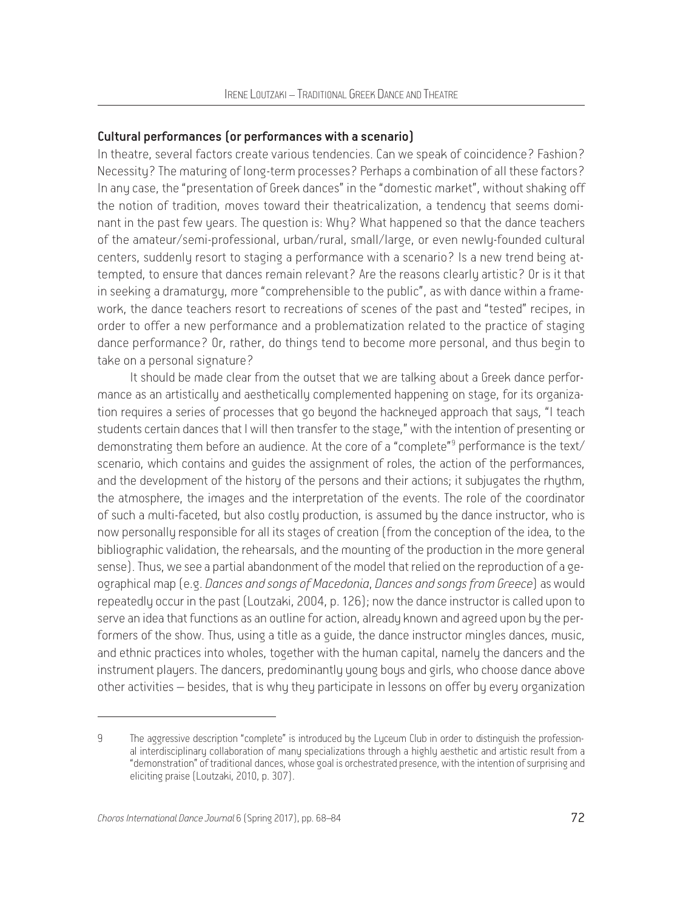**Cultural performances (or performances with a scenario)**

In theatre, several factors create various tendencies. Can we speak of coincidence? Fashion? Necessity? The maturing of long-term processes? Perhaps a combination of all these factors? In any case, the "presentation of Greek dances" in the "domestic market", without shaking off the notion of tradition, moves toward their theatricalization, a tendency that seems dominant in the past few years. The question is: Why? What happened so that the dance teachers of the amateur/semi-professional, urban/rural, small/large, or even newly-founded cultural centers, suddenly resort to staging a performance with a scenario? Is a new trend being attempted, to ensure that dances remain relevant? Are the reasons clearly artistic? Or is it that in seeking a dramaturgy, more "comprehensible to the public", as with dance within a framework, the dance teachers resort to recreations of scenes of the past and "tested" recipes, in order to offer a new performance and a problematization related to the practice of staging dance performance? Or, rather, do things tend to become more personal, and thus begin to take on a personal signature?

It should be made clear from the outset that we are talking about a Greek dance performance as an artistically and aesthetically complemented happening on stage, for its organization requires a series of processes that go beyond the hackneyed approach that says, "I teach students certain dances that I will then transfer to the stage," with the intention of presenting or demonstrating them before an audience. At the core of a "complete"[9] performance is the text/scenario, which contains and guides the assignment of roles, the action of the performances, and the development of the history of the persons and their actions; it subjugates the rhythm, the atmosphere, the images and the interpretation of the events. The role of the coordinator of such a multi-faceted, but also costly production, is assumed by the dance instructor, who is now personally responsible for all its stages of creation (from the conception of the idea, to the bibliographic validation, the rehearsals, and the mounting of the production in the more general sense). Thus, we see a partial abandonment of the model that relied on the reproduction of a geographical map (e.g. *Dances and songs of Macedonia*, *Dances and songs from Greece*) as would repeatedly occur in the past (Loutzaki, 2004, p. 126); now the dance instructor is called upon to serve an idea that functions as an outline for action, already known and agreed upon by the performers of the show. Thus, using a title as a guide, the dance instructor mingles dances, music, and ethnic practices into wholes, together with the human capital, namely the dancers and the instrument players. The dancers, predominantly young boys and girls, who choose dance above other activities – besides, that is why they participate in lessons on offer by every organization

---

9 The aggressive description "complete" is introduced by the Lyceum Club in order to distinguish the professional interdisciplinary collaboration of many specializations through a highly aesthetic and artistic result from a "demonstration" of traditional dances, whose goal is orchestrated presence, with the intention of surprising and eliciting praise (Loutzaki, 2010, p. 307).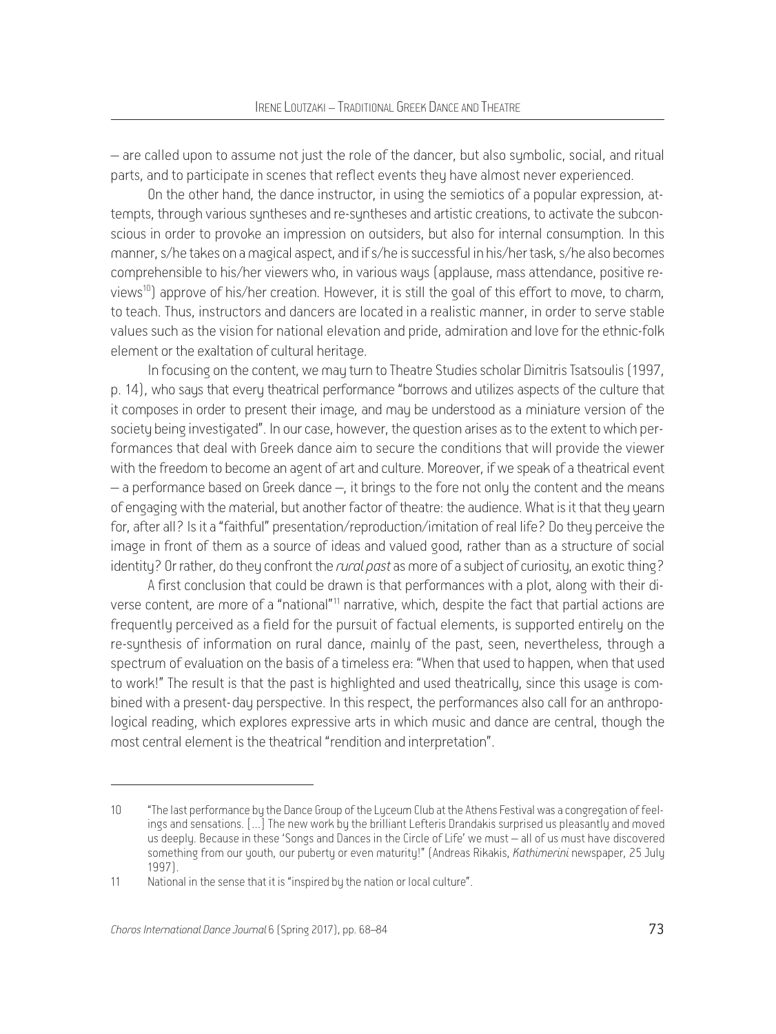– are called upon to assume not just the role of the dancer, but also symbolic, social, and ritual parts, and to participate in scenes that reflect events they have almost never experienced.

On the other hand, the dance instructor, in using the semiotics of a popular expression, attempts, through various syntheses and re-syntheses and artistic creations, to activate the subconscious in order to provoke an impression on outsiders, but also for internal consumption. In this manner, s/he takes on a magical aspect, and if s/he is successful in his/her task, s/he also becomes comprehensible to his/her viewers who, in various ways (applause, mass attendance, positive reviews[10]) approve of his/her creation. However, it is still the goal of this effort to move, to charm, to teach. Thus, instructors and dancers are located in a realistic manner, in order to serve stable values such as the vision for national elevation and pride, admiration and love for the ethnic-folk element or the exaltation of cultural heritage.

In focusing on the content, we may turn to Theatre Studies scholar Dimitris Tsatsoulis (1997, p. 14), who says that every theatrical performance "borrows and utilizes aspects of the culture that it composes in order to present their image, and may be understood as a miniature version of the society being investigated". In our case, however, the question arises as to the extent to which performances that deal with Greek dance aim to secure the conditions that will provide the viewer with the freedom to become an agent of art and culture. Moreover, if we speak of a theatrical event – a performance based on Greek dance –, it brings to the fore not only the content and the means of engaging with the material, but another factor of theatre: the audience. What is it that they yearn for, after all? Is it a "faithful" presentation/reproduction/imitation of real life? Do they perceive the image in front of them as a source of ideas and valued good, rather than as a structure of social identity? Or rather, do they confront the *rural past* as more of a subject of curiosity, an exotic thing?

A first conclusion that could be drawn is that performances with a plot, along with their diverse content, are more of a "national"[11] narrative, which, despite the fact that partial actions are frequently perceived as a field for the pursuit of factual elements, is supported entirely on the re-synthesis of information on rural dance, mainly of the past, seen, nevertheless, through a spectrum of evaluation on the basis of a timeless era: "When that used to happen, when that used to work!" The result is that the past is highlighted and used theatrically, since this usage is combined with a present-day perspective. In this respect, the performances also call for an anthropological reading, which explores expressive arts in which music and dance are central, though the most central element is the theatrical "rendition and interpretation".

---

10 "The last performance by the Dance Group of the Lyceum Club at the Athens Festival was a congregation of feelings and sensations. […] The new work by the brilliant Lefteris Drandakis surprised us pleasantly and moved us deeply. Because in these 'Songs and Dances in the Circle of Life' we must – all of us must have discovered something from our youth, our puberty or even maturity!" (Andreas Rikakis, *Kathimerini* newspaper, 25 July 1997).

11 National in the sense that it is "inspired by the nation or local culture".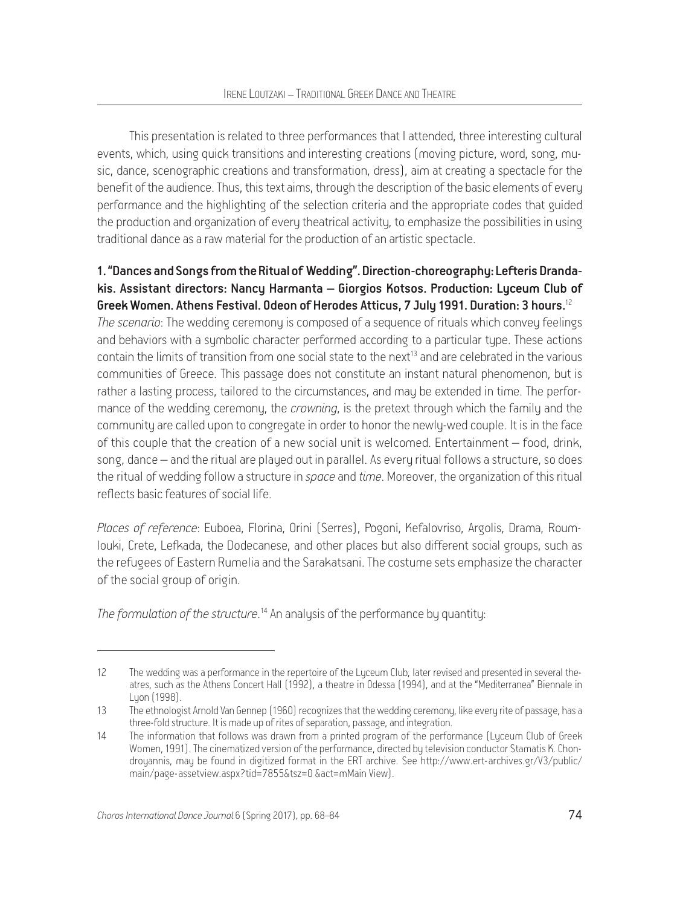This presentation is related to three performances that I attended, three interesting cultural events, which, using quick transitions and interesting creations (moving picture, word, song, music, dance, scenographic creations and transformation, dress), aim at creating a spectacle for the benefit of the audience. Thus, this text aims, through the description of the basic elements of every performance and the highlighting of the selection criteria and the appropriate codes that guided the production and organization of every theatrical activity, to emphasize the possibilities in using traditional dance as a raw material for the production of an artistic spectacle.

**1. "Dances and Songs from the Ritual of Wedding". Direction-choreography: Lefteris Drandakis. Assistant directors: Nancy Harmanta – Giorgios Kotsos. Production: Lyceum Club of Greek Women. Athens Festival. Odeon of Herodes Atticus, 7 July 1991. Duration: 3 hours.**[12]

*The scenario*: The wedding ceremony is composed of a sequence of rituals which convey feelings and behaviors with a symbolic character performed according to a particular type. These actions contain the limits of transition from one social state to the next[13] and are celebrated in the various communities of Greece. This passage does not constitute an instant natural phenomenon, but is rather a lasting process, tailored to the circumstances, and may be extended in time. The performance of the wedding ceremony, the *crowning*, is the pretext through which the family and the community are called upon to congregate in order to honor the newly-wed couple. It is in the face of this couple that the creation of a new social unit is welcomed. Entertainment – food, drink, song, dance – and the ritual are played out in parallel. As every ritual follows a structure, so does the ritual of wedding follow a structure in *space* and *time*. Moreover, the organization of this ritual reflects basic features of social life.

*Places of reference*: Euboea, Florina, Orini (Serres), Pogoni, Kefalovriso, Argolis, Drama, Roumlouki, Crete, Lefkada, the Dodecanese, and other places but also different social groups, such as the refugees of Eastern Rumelia and the Sarakatsani. The costume sets emphasize the character of the social group of origin.

*The formulation of the structure*.[14] An analysis of the performance by quantity:

---

12 The wedding was a performance in the repertoire of the Lyceum Club, later revised and presented in several theatres, such as the Athens Concert Hall (1992), a theatre in Odessa (1994), and at the "Mediterranea" Biennale in Lyon (1998).

13 The ethnologist Arnold Van Gennep (1960) recognizes that the wedding ceremony, like every rite of passage, has a three-fold structure. It is made up of rites of separation, passage, and integration.

14 The information that follows was drawn from a printed program of the performance (Lyceum Club of Greek Women, 1991). The cinematized version of the performance, directed by television conductor Stamatis K. Chondroyannis, may be found in digitized format in the ERT archive. See http://www.ert-archives.gr/V3/public/main/page-assetview.aspx?tid=7855&tsz=0 &act=mMain View).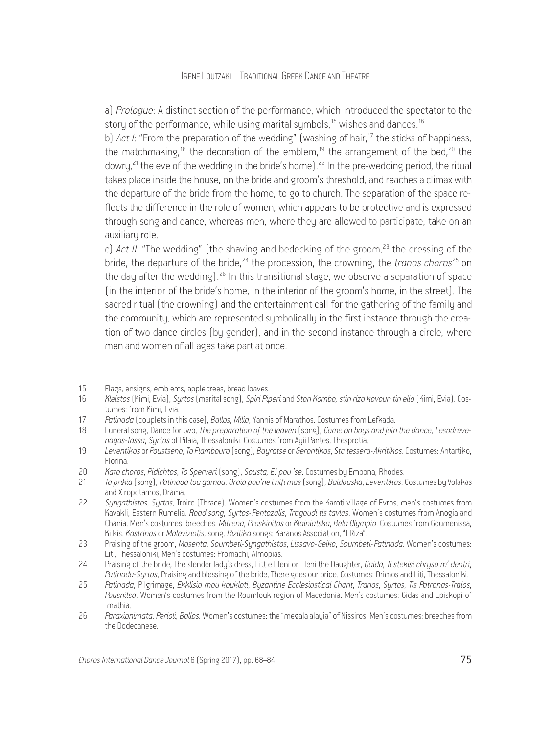a) *Prologue*: A distinct section of the performance, which introduced the spectator to the story of the performance, while using marital symbols,[15] wishes and dances.[16]

b) *Act I*: "From the preparation of the wedding" (washing of hair,[17] the sticks of happiness, the matchmaking,[18] the decoration of the emblem,[19] the arrangement of the bed,[20] the dowry,[21] the eve of the wedding in the bride's home).[22] In the pre-wedding period, the ritual takes place inside the house, on the bride and groom's threshold, and reaches a climax with the departure of the bride from the home, to go to church. The separation of the space reflects the difference in the role of women, which appears to be protective and is expressed through song and dance, whereas men, where they are allowed to participate, take on an auxiliary role.

c) *Act II*: "The wedding" (the shaving and bedecking of the groom,[23] the dressing of the bride, the departure of the bride,[24] the procession, the crowning, the *tranos choros*[25] on the day after the wedding).[26] In this transitional stage, we observe a separation of space (in the interior of the bride's home, in the interior of the groom's home, in the street). The sacred ritual (the crowning) and the entertainment call for the gathering of the family and the community, which are represented symbolically in the first instance through the creation of two dance circles (by gender), and in the second instance through a circle, where men and women of all ages take part at once.

---

15 Flags, ensigns, emblems, apple trees, bread loaves.

16 *Kleistos* (Kimi, Evia), *Syrtos* (marital song), *Spiri Piperi* and *Ston Kombo, stin riza kovoun tin elia* (Kimi, Evia). Costumes: from Kimi, Evia.

17 *Patinada* (couplets in this case), *Ballos*, *Milia*, Yannis of Marathos. Costumes from Lefkada.

18 Funeral song, Dance for two, *The preparation of the leaven* (song), *Come on boys and join the dance*, *Fesodrevenagas-Tassa*, *Syrtos* of Pilaia, Thessaloniki. Costumes from Ayii Pantes, Thesprotia.

19 *Leventikos* or *Poustseno*, *To Flambouro* (song), *Bayratse* or *Gerontikos*, *Sta tessera-Akritikos*. Costumes: Antartiko, Florina.

20 *Kato choros*, *Pidichtos*, *To Sperveri* (song), *Sousta, E! pou 'se*. Costumes by Embona, Rhodes.

21 *Ta prikia* (song), *Patinada tou gamou*, *Oraia pou'ne i nifi mas* (song), *Baidouska*, *Leventikos*. Costumes by Volakas and Xiropotamos, Drama.

22 *Syngathistos*, *Syrtos*, Troiro (Thrace). Women's costumes from the Karoti village of Evros, men's costumes from Kavakli, Eastern Rumelia. *Road song*, *Syrtos-Pentozalis*, *Tragoudi tis tavlas*. Women's costumes from Anogia and Chania. Men's costumes: breeches. *Mitrena*, *Proskinitos* or *Klainiatska*, *Bela Olympio*. Costumes from Goumenissa, Kilkis. *Kastrinos* or *Maleviziotis*, song. *Rizitika* songs: Karanos Association, "I Riza".

23 Praising of the groom, *Masenta*, *Soumbeti-Syngathistos*, *Lissavo-Geiko*, *Soumbeti-Patinada*. Women's costumes: Liti, Thessaloniki, Men's costumes: Promachi, Almopias.

24 Praising of the bride, The slender lady's dress, Little Eleni or Eleni the Daughter, *Gaida*, *Ti stekisi chryso m' dentri*, *Patinada-Syrtos*, Praising and blessing of the bride, There goes our bride. Costumes: Drimos and Liti, Thessaloniki.

25 *Patinada*, Pilgrimage, *Ekklisia mou koukloti*, *Byzantine Ecclesiastical Chant*, *Tranos*, *Syrtos*, *Tis Patronas-Traios*, *Pousnitsa*. Women's costumes from the Roumlouk region of Macedonia. Men's costumes: Gidas and Episkopi of Imathia.

26 *Paraxipnimata*, *Perioli*, *Ballos*. Women's costumes: the "megala alayia" of Nissiros. Men's costumes: breeches from the Dodecanese.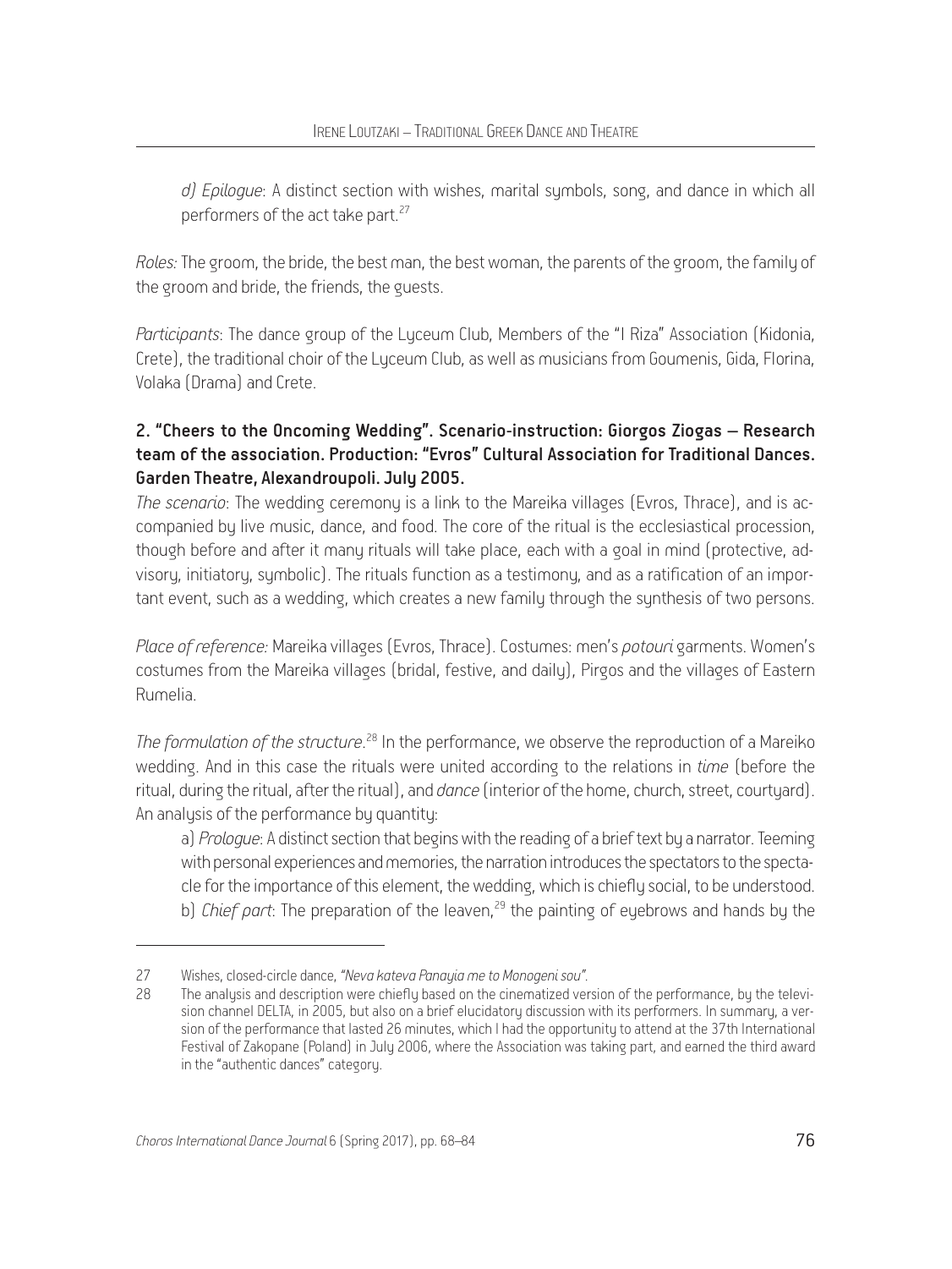*d) Epilogue*: A distinct section with wishes, marital symbols, song, and dance in which all performers of the act take part.[27]

*Roles:* The groom, the bride, the best man, the best woman, the parents of the groom, the family of the groom and bride, the friends, the guests.

*Participants*: The dance group of the Lyceum Club, Members of the "I Riza" Association (Kidonia, Crete), the traditional choir of the Lyceum Club, as well as musicians from Goumenis, Gida, Florina, Volaka (Drama) and Crete.

**2. "Cheers to the Oncoming Wedding". Scenario-instruction: Giorgos Ziogas – Research team of the association. Production: "Evros" Cultural Association for Traditional Dances. Garden Theatre, Alexandroupoli. July 2005.**

*The scenario*: The wedding ceremony is a link to the Mareika villages (Evros, Thrace), and is accompanied by live music, dance, and food. The core of the ritual is the ecclesiastical procession, though before and after it many rituals will take place, each with a goal in mind (protective, advisory, initiatory, symbolic). The rituals function as a testimony, and as a ratification of an important event, such as a wedding, which creates a new family through the synthesis of two persons.

*Place of reference:* Mareika villages (Evros, Thrace). Costumes: men's *potouri* garments. Women's costumes from the Mareika villages (bridal, festive, and daily), Pirgos and the villages of Eastern Rumelia.

*The formulation of the structure*.[28] In the performance, we observe the reproduction of a Mareiko wedding. And in this case the rituals were united according to the relations in *time* (before the ritual, during the ritual, after the ritual), and *dance* (interior of the home, church, street, courtyard). An analysis of the performance by quantity:

a) *Prologue*: A distinct section that begins with the reading of a brief text by a narrator. Teeming with personal experiences and memories, the narration introduces the spectators to the spectacle for the importance of this element, the wedding, which is chiefly social, to be understood.
b) *Chief part*: The preparation of the leaven,[29] the painting of eyebrows and hands by the

---

27 Wishes, closed-circle dance, *"Neva kateva Panayia me to Monogeni sou"*.

28 The analysis and description were chiefly based on the cinematized version of the performance, by the television channel DELTA, in 2005, but also on a brief elucidatory discussion with its performers. In summary, a version of the performance that lasted 26 minutes, which I had the opportunity to attend at the 37th International Festival of Zakopane (Poland) in July 2006, where the Association was taking part, and earned the third award in the "authentic dances" category.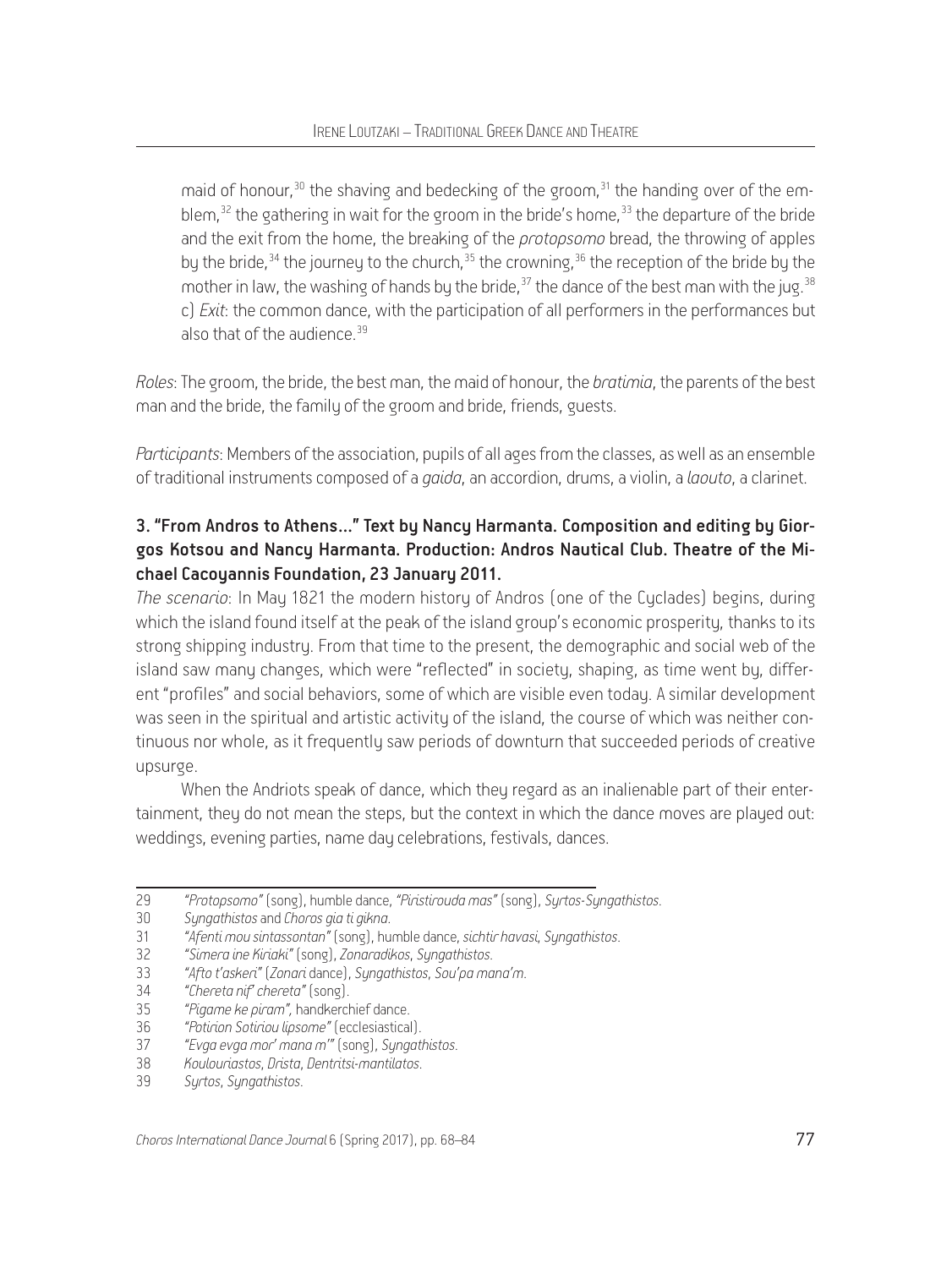maid of honour,[30] the shaving and bedecking of the groom,[31] the handing over of the emblem,[32] the gathering in wait for the groom in the bride's home,[33] the departure of the bride and the exit from the home, the breaking of the *protopsomo* bread, the throwing of apples by the bride,[34] the journey to the church,[35] the crowning,[36] the reception of the bride by the mother in law, the washing of hands by the bride,[37] the dance of the best man with the jug.[38]
c) *Exit*: the common dance, with the participation of all performers in the performances but also that of the audience.[39]

*Roles*: The groom, the bride, the best man, the maid of honour, the *bratimia*, the parents of the best man and the bride, the family of the groom and bride, friends, guests.

*Participants*: Members of the association, pupils of all ages from the classes, as well as an ensemble of traditional instruments composed of a *gaida*, an accordion, drums, a violin, a *laouto*, a clarinet.

**3. "From Andros to Athens..." Text by Nancy Harmanta. Composition and editing by Giorgos Kotsou and Nancy Harmanta. Production: Andros Nautical Club. Theatre of the Michael Cacoyannis Foundation, 23 January 2011.**

*The scenario*: In May 1821 the modern history of Andros (one of the Cyclades) begins, during which the island found itself at the peak of the island group's economic prosperity, thanks to its strong shipping industry. From that time to the present, the demographic and social web of the island saw many changes, which were "reflected" in society, shaping, as time went by, different "profiles" and social behaviors, some of which are visible even today. A similar development was seen in the spiritual and artistic activity of the island, the course of which was neither continuous nor whole, as it frequently saw periods of downturn that succeeded periods of creative upsurge.

When the Andriots speak of dance, which they regard as an inalienable part of their entertainment, they do not mean the steps, but the context in which the dance moves are played out: weddings, evening parties, name day celebrations, festivals, dances.

---

29 *"Protopsomo"* (song), humble dance, *"Piristirouda mas"* (song), *Syrtos-Syngathistos*.

30 *Syngathistos* and *Choros gia ti gikna*.

31 *"Afenti mou sintassontan"* (song), humble dance, *sichtir havasi*, *Syngathistos*.

32 *"Simera ine Kiriaki"* (song), *Zonaradikos*, *Syngathistos*.

33 *"Afto t'askeri"* (*Zonari* dance), *Syngathistos*, *Sou'pa mana'm*.

34 *"Chereta nif' chereta"* (song).

35 *"Pigame ke piram"*, handkerchief dance.

36 *"Potirion Sotiriou lipsome"* (ecclesiastical).

37 *"Evga evga mor' mana m'"* (song), *Syngathistos*.

38 *Koulouriastos*, *Drista*, *Dentritsi-mantilatos*.

39 *Syrtos*, *Syngathistos*.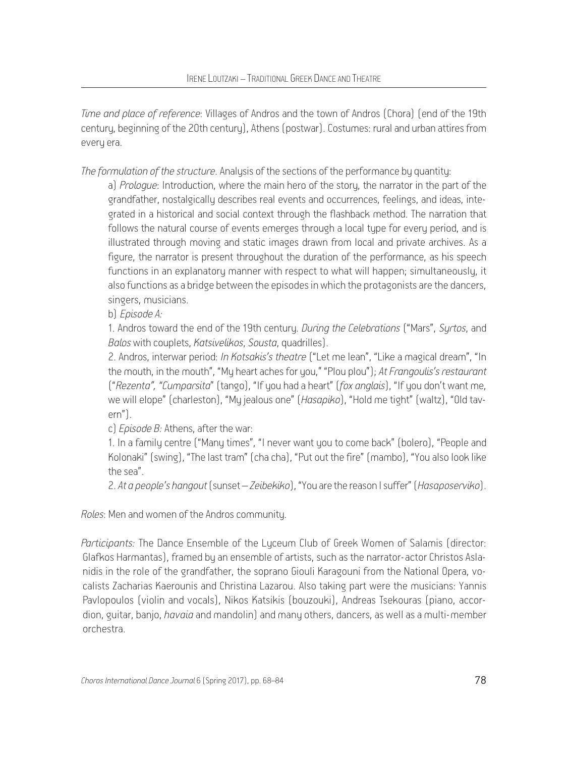*Time and place of reference*: Villages of Andros and the town of Andros (Chora) (end of the 19th century, beginning of the 20th century), Athens (postwar). Costumes: rural and urban attires from every era.

*The formulation of the structure*. Analysis of the sections of the performance by quantity:

a) *Prologue*: Introduction, where the main hero of the story, the narrator in the part of the grandfather, nostalgically describes real events and occurrences, feelings, and ideas, integrated in a historical and social context through the flashback method. The narration that follows the natural course of events emerges through a local type for every period, and is illustrated through moving and static images drawn from local and private archives. As a figure, the narrator is present throughout the duration of the performance, as his speech functions in an explanatory manner with respect to what will happen; simultaneously, it also functions as a bridge between the episodes in which the protagonists are the dancers, singers, musicians.

b) *Episode A:*

1. Andros toward the end of the 19th century. *During the Celebrations* ("Mars", *Syrtos*, and *Balos* with couplets, *Katsivelikos*, *Sousta*, quadrilles).

2. Andros, interwar period: *In Kotsakis's theatre* ("Let me lean", "Like a magical dream", "In the mouth, in the mouth", "My heart aches for you," "Plou plou"); *At Frangoulis's restaurant* ("*Rezenta", "Cumparsita*" (tango), "If you had a heart" (*fox anglais*), "If you don't want me, we will elope" (charleston), "My jealous one" (*Hasapiko*), "Hold me tight" (waltz), "Old tavern").

c) *Episode B:* Athens, after the war:

1. In a family centre ("Many times", "I never want you to come back" (bolero), "People and Kolonaki" (swing), "The last tram" (cha cha), "Put out the fire" (mambo), "You also look like the sea".

2. *At a people's hangout* (sunset – *Zeibekiko*), "You are the reason I suffer" (*Hasaposerviko*).

*Roles*: Men and women of the Andros community.

*Participants:* The Dance Ensemble of the Lyceum Club of Greek Women of Salamis (director: Glafkos Harmantas), framed by an ensemble of artists, such as the narrator-actor Christos Aslanidis in the role of the grandfather, the soprano Giouli Karagouni from the National Opera, vocalists Zacharias Kaerounis and Christina Lazarou. Also taking part were the musicians: Yannis Pavlopoulos (violin and vocals), Nikos Katsikis (bouzouki), Andreas Tsekouras (piano, accordion, guitar, banjo, *havaia* and mandolin) and many others, dancers, as well as a multi-member orchestra.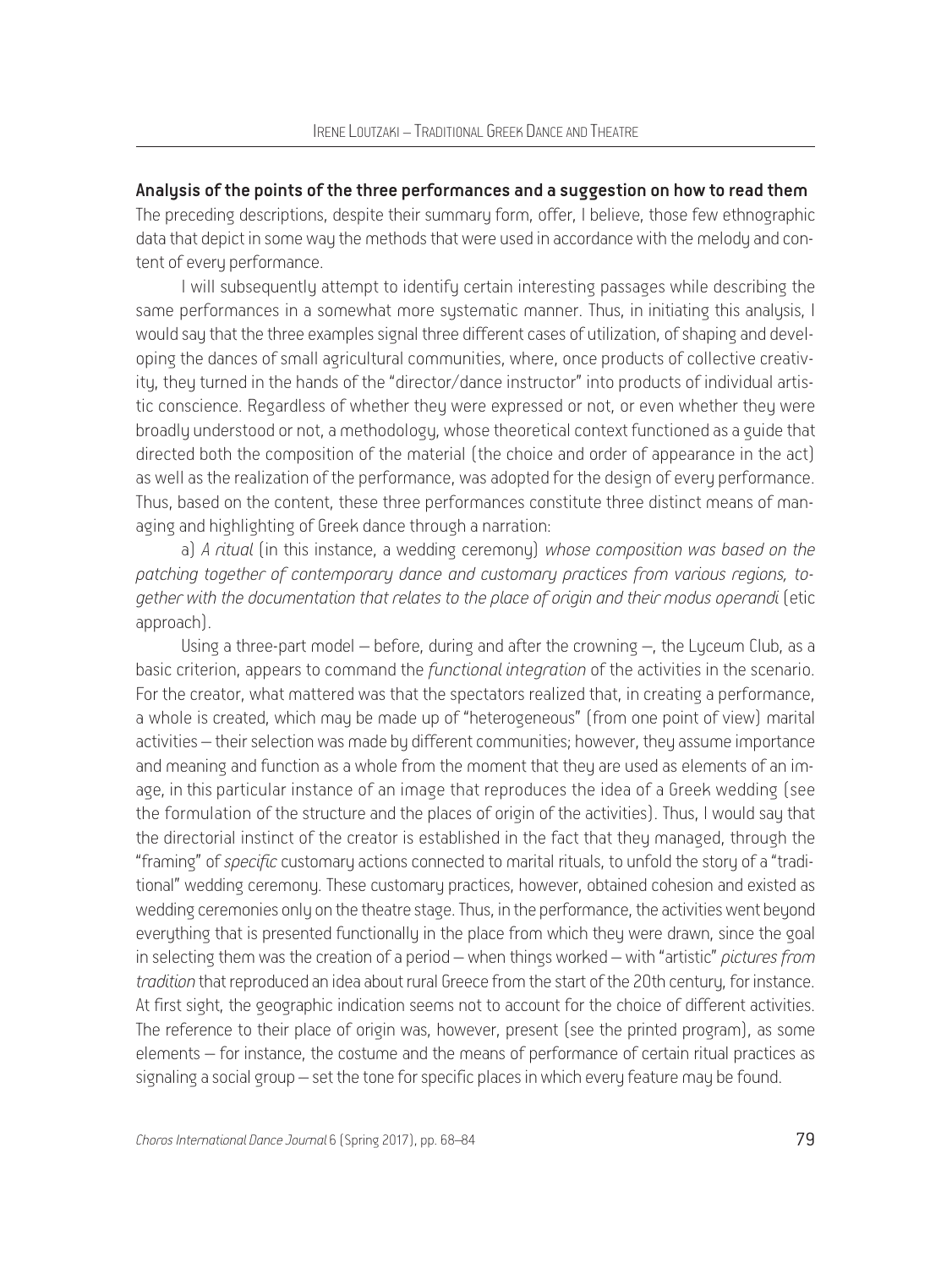**Analysis of the points of the three performances and a suggestion on how to read them**

The preceding descriptions, despite their summary form, offer, I believe, those few ethnographic data that depict in some way the methods that were used in accordance with the melody and content of every performance.

I will subsequently attempt to identify certain interesting passages while describing the same performances in a somewhat more systematic manner. Thus, in initiating this analysis, I would say that the three examples signal three different cases of utilization, of shaping and developing the dances of small agricultural communities, where, once products of collective creativity, they turned in the hands of the "director/dance instructor" into products of individual artistic conscience. Regardless of whether they were expressed or not, or even whether they were broadly understood or not, a methodology, whose theoretical context functioned as a guide that directed both the composition of the material (the choice and order of appearance in the act) as well as the realization of the performance, was adopted for the design of every performance. Thus, based on the content, these three performances constitute three distinct means of managing and highlighting of Greek dance through a narration:

a) *A ritual* (in this instance, a wedding ceremony) *whose composition was based on the patching together of contemporary dance and customary practices from various regions, together with the documentation that relates to the place of origin and their modus operandi* (etic approach).

Using a three-part model – before, during and after the crowning –, the Lyceum Club, as a basic criterion, appears to command the *functional integration* of the activities in the scenario. For the creator, what mattered was that the spectators realized that, in creating a performance, a whole is created, which may be made up of "heterogeneous" (from one point of view) marital activities – their selection was made by different communities; however, they assume importance and meaning and function as a whole from the moment that they are used as elements of an image, in this particular instance of an image that reproduces the idea of a Greek wedding (see the formulation of the structure and the places of origin of the activities). Thus, I would say that the directorial instinct of the creator is established in the fact that they managed, through the "framing" of *specific* customary actions connected to marital rituals, to unfold the story of a "traditional" wedding ceremony. These customary practices, however, obtained cohesion and existed as wedding ceremonies only on the theatre stage. Thus, in the performance, the activities went beyond everything that is presented functionally in the place from which they were drawn, since the goal in selecting them was the creation of a period – when things worked – with "artistic" *pictures from tradition* that reproduced an idea about rural Greece from the start of the 20th century, for instance. At first sight, the geographic indication seems not to account for the choice of different activities. The reference to their place of origin was, however, present (see the printed program), as some elements – for instance, the costume and the means of performance of certain ritual practices as signaling a social group – set the tone for specific places in which every feature may be found.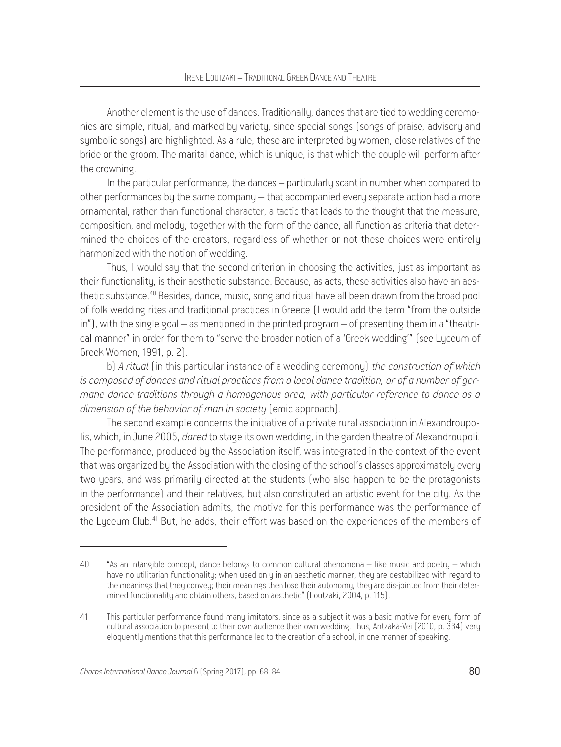Another element is the use of dances. Traditionally, dances that are tied to wedding ceremonies are simple, ritual, and marked by variety, since special songs (songs of praise, advisory and symbolic songs) are highlighted. As a rule, these are interpreted by women, close relatives of the bride or the groom. The marital dance, which is unique, is that which the couple will perform after the crowning.

In the particular performance, the dances – particularly scant in number when compared to other performances by the same company – that accompanied every separate action had a more ornamental, rather than functional character, a tactic that leads to the thought that the measure, composition, and melody, together with the form of the dance, all function as criteria that determined the choices of the creators, regardless of whether or not these choices were entirely harmonized with the notion of wedding.

Thus, I would say that the second criterion in choosing the activities, just as important as their functionality, is their aesthetic substance. Because, as acts, these activities also have an aesthetic substance.[40] Besides, dance, music, song and ritual have all been drawn from the broad pool of folk wedding rites and traditional practices in Greece (I would add the term "from the outside in"), with the single goal – as mentioned in the printed program – of presenting them in a "theatrical manner" in order for them to "serve the broader notion of a 'Greek wedding'" (see Lyceum of Greek Women, 1991, p. 2).

b) *A ritual* (in this particular instance of a wedding ceremony) *the construction of which is composed of dances and ritual practices from a local dance tradition, or of a number of germane dance traditions through a homogenous area, with particular reference to dance as a dimension of the behavior of man in society* (emic approach).

The second example concerns the initiative of a private rural association in Alexandroupolis, which, in June 2005, *dared* to stage its own wedding, in the garden theatre of Alexandroupoli. The performance, produced by the Association itself, was integrated in the context of the event that was organized by the Association with the closing of the school's classes approximately every two years, and was primarily directed at the students (who also happen to be the protagonists in the performance) and their relatives, but also constituted an artistic event for the city. As the president of the Association admits, the motive for this performance was the performance of the Lyceum Club.[41] But, he adds, their effort was based on the experiences of the members of

---

40 "As an intangible concept, dance belongs to common cultural phenomena – like music and poetry – which have no utilitarian functionality; when used only in an aesthetic manner, they are destabilized with regard to the meanings that they convey; their meanings then lose their autonomy, they are dis-jointed from their determined functionality and obtain others, based on aesthetic" (Loutzaki, 2004, p. 115).

41 This particular performance found many imitators, since as a subject it was a basic motive for every form of cultural association to present to their own audience their own wedding. Thus, Antzaka-Vei (2010, p. 334) very eloquently mentions that this performance led to the creation of a school, in one manner of speaking.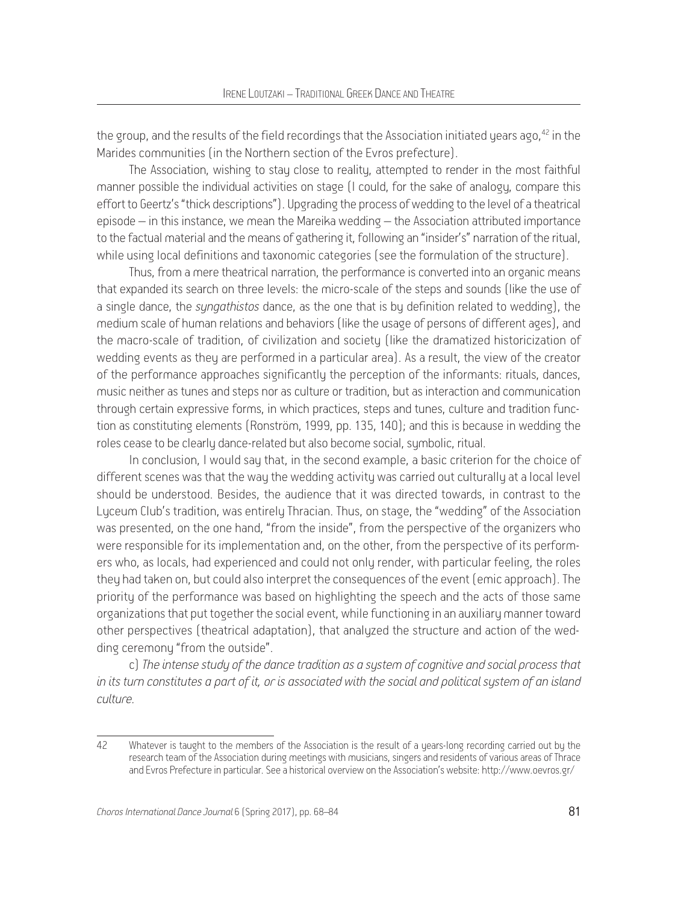the group, and the results of the field recordings that the Association initiated years ago,[42] in the Marides communities (in the Northern section of the Evros prefecture).

The Association, wishing to stay close to reality, attempted to render in the most faithful manner possible the individual activities on stage (I could, for the sake of analogy, compare this effort to Geertz's "thick descriptions"). Upgrading the process of wedding to the level of a theatrical episode – in this instance, we mean the Mareika wedding – the Association attributed importance to the factual material and the means of gathering it, following an "insider's" narration of the ritual, while using local definitions and taxonomic categories (see the formulation of the structure).

Thus, from a mere theatrical narration, the performance is converted into an organic means that expanded its search on three levels: the micro-scale of the steps and sounds (like the use of a single dance, the *syngathistos* dance, as the one that is by definition related to wedding), the medium scale of human relations and behaviors (like the usage of persons of different ages), and the macro-scale of tradition, of civilization and society (like the dramatized historicization of wedding events as they are performed in a particular area). As a result, the view of the creator of the performance approaches significantly the perception of the informants: rituals, dances, music neither as tunes and steps nor as culture or tradition, but as interaction and communication through certain expressive forms, in which practices, steps and tunes, culture and tradition function as constituting elements (Ronström, 1999, pp. 135, 140); and this is because in wedding the roles cease to be clearly dance-related but also become social, symbolic, ritual.

In conclusion, I would say that, in the second example, a basic criterion for the choice of different scenes was that the way the wedding activity was carried out culturally at a local level should be understood. Besides, the audience that it was directed towards, in contrast to the Lyceum Club's tradition, was entirely Thracian. Thus, on stage, the "wedding" of the Association was presented, on the one hand, "from the inside", from the perspective of the organizers who were responsible for its implementation and, on the other, from the perspective of its performers who, as locals, had experienced and could not only render, with particular feeling, the roles they had taken on, but could also interpret the consequences of the event (emic approach). The priority of the performance was based on highlighting the speech and the acts of those same organizations that put together the social event, while functioning in an auxiliary manner toward other perspectives (theatrical adaptation), that analyzed the structure and action of the wedding ceremony "from the outside".

c) *The intense study of the dance tradition as a system of cognitive and social process that in its turn constitutes a part of it, or is associated with the social and political system of an island culture.*

---

42 Whatever is taught to the members of the Association is the result of a years-long recording carried out by the research team of the Association during meetings with musicians, singers and residents of various areas of Thrace and Evros Prefecture in particular. See a historical overview on the Association's website: http://www.oevros.gr/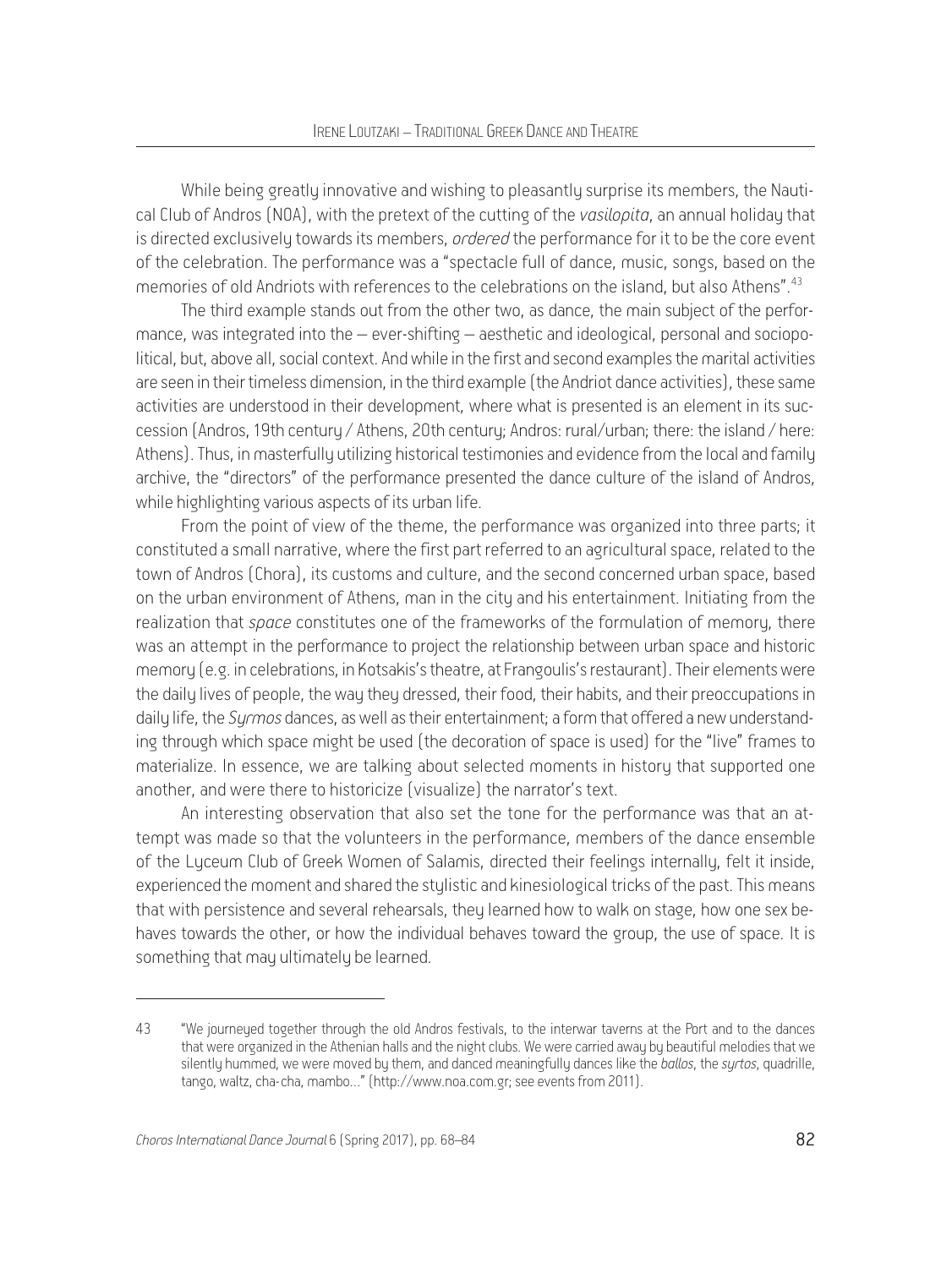While being greatly innovative and wishing to pleasantly surprise its members, the Nautical Club of Andros (NOA), with the pretext of the cutting of the *vasilopita*, an annual holiday that is directed exclusively towards its members, *ordered* the performance for it to be the core event of the celebration. The performance was a "spectacle full of dance, music, songs, based on the memories of old Andriots with references to the celebrations on the island, but also Athens".[43]

The third example stands out from the other two, as dance, the main subject of the performance, was integrated into the – ever-shifting – aesthetic and ideological, personal and sociopolitical, but, above all, social context. And while in the first and second examples the marital activities are seen in their timeless dimension, in the third example (the Andriot dance activities), these same activities are understood in their development, where what is presented is an element in its succession (Andros, 19th century / Athens, 20th century; Andros: rural/urban; there: the island / here: Athens). Thus, in masterfully utilizing historical testimonies and evidence from the local and family archive, the "directors" of the performance presented the dance culture of the island of Andros, while highlighting various aspects of its urban life.

From the point of view of the theme, the performance was organized into three parts; it constituted a small narrative, where the first part referred to an agricultural space, related to the town of Andros (Chora), its customs and culture, and the second concerned urban space, based on the urban environment of Athens, man in the city and his entertainment. Initiating from the realization that *space* constitutes one of the frameworks of the formulation of memory, there was an attempt in the performance to project the relationship between urban space and historic memory (e.g. in celebrations, in Kotsakis's theatre, at Frangoulis's restaurant). Their elements were the daily lives of people, the way they dressed, their food, their habits, and their preoccupations in daily life, the *Syrmos* dances, as well as their entertainment; a form that offered a new understanding through which space might be used (the decoration of space is used) for the "live" frames to materialize. In essence, we are talking about selected moments in history that supported one another, and were there to historicize (visualize) the narrator's text.

An interesting observation that also set the tone for the performance was that an attempt was made so that the volunteers in the performance, members of the dance ensemble of the Lyceum Club of Greek Women of Salamis, directed their feelings internally, felt it inside, experienced the moment and shared the stylistic and kinesiological tricks of the past. This means that with persistence and several rehearsals, they learned how to walk on stage, how one sex behaves towards the other, or how the individual behaves toward the group, the use of space. It is something that may ultimately be learned.

---

43 "We journeyed together through the old Andros festivals, to the interwar taverns at the Port and to the dances that were organized in the Athenian halls and the night clubs. We were carried away by beautiful melodies that we silently hummed, we were moved by them, and danced meaningfully dances like the *ballos*, the *syrtos*, quadrille, tango, waltz, cha-cha, mambo..." (http://www.noa.com.gr; see events from 2011).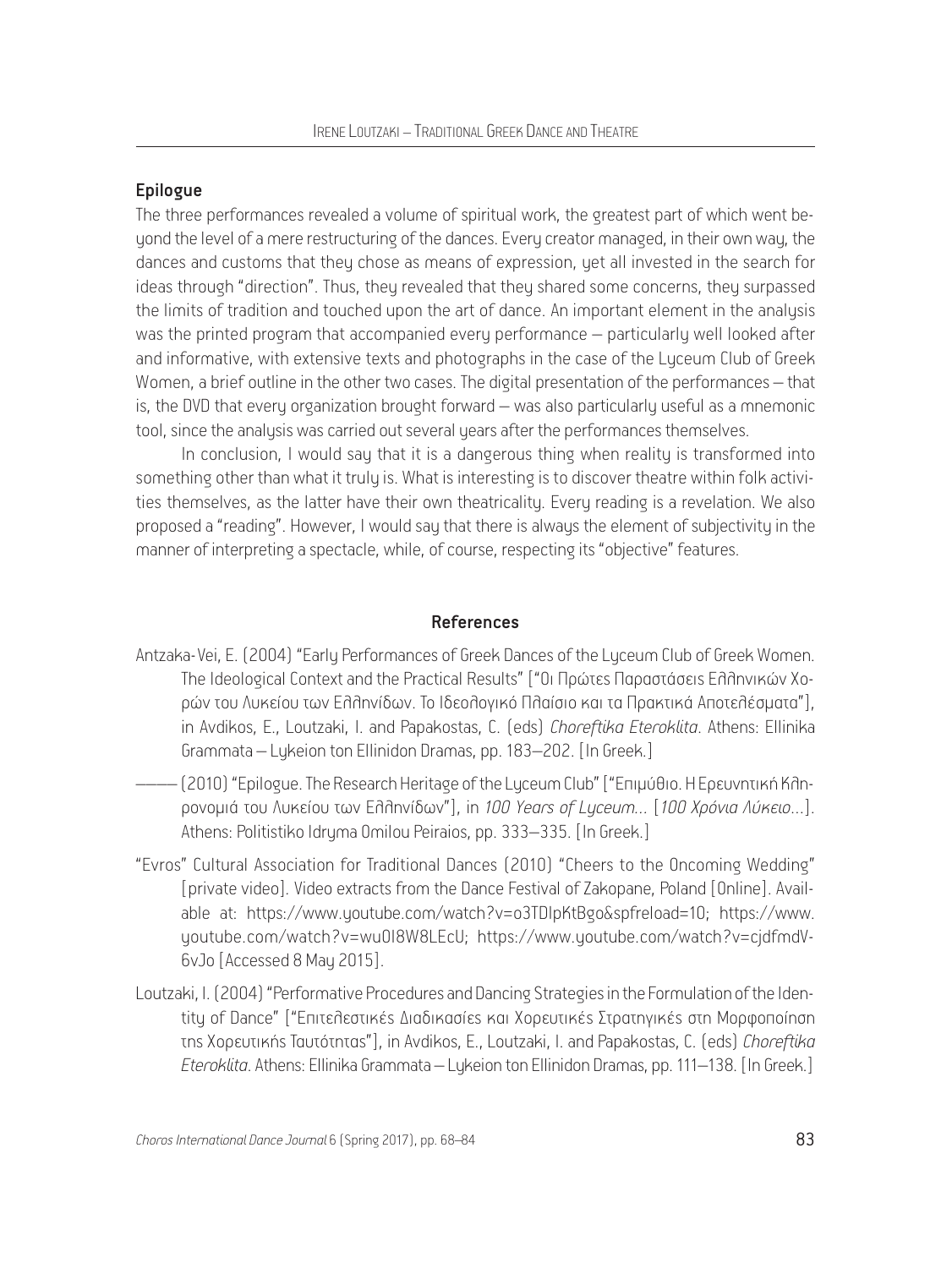## Epilogue

The three performances revealed a volume of spiritual work, the greatest part of which went beyond the level of a mere restructuring of the dances. Every creator managed, in their own way, the dances and customs that they chose as means of expression, yet all invested in the search for ideas through "direction". Thus, they revealed that they shared some concerns, they surpassed the limits of tradition and touched upon the art of dance. An important element in the analysis was the printed program that accompanied every performance – particularly well looked after and informative, with extensive texts and photographs in the case of the Lyceum Club of Greek Women, a brief outline in the other two cases. The digital presentation of the performances – that is, the DVD that every organization brought forward – was also particularly useful as a mnemonic tool, since the analysis was carried out several years after the performances themselves.

In conclusion, I would say that it is a dangerous thing when reality is transformed into something other than what it truly is. What is interesting is to discover theatre within folk activities themselves, as the latter have their own theatricality. Every reading is a revelation. We also proposed a "reading". However, I would say that there is always the element of subjectivity in the manner of interpreting a spectacle, while, of course, respecting its "objective" features.

## References

Antzaka-Vei, E. (2004) "Early Performances of Greek Dances of the Lyceum Club of Greek Women. The Ideological Context and the Practical Results" ["Οι Πρώτες Παραστάσεις Ελληνικών Χορών του Λυκείου των Ελληνίδων. Το Ιδεολογικό Πλαίσιο και τα Πρακτικά Αποτελέσματα"], in Avdikos, E., Loutzaki, I. and Papakostas, C. (eds) *Choreftika Eteroklita*. Athens: Ellinika Grammata – Lykeion ton Ellinidon Dramas, pp. 183–202. [In Greek.]

——— (2010) "Epilogue. The Research Heritage of the Lyceum Club" ["Επιμύθιο. Η Ερευνητική Κληρονομιά του Λυκείου των Ελληνίδων"], in *100 Years of Lyceum...* [*100 Χρόνια Λύκειο...*]. Athens: Politistiko Idryma Omilou Peiraios, pp. 333–335. [In Greek.]

"Evros" Cultural Association for Traditional Dances (2010) "Cheers to the Oncoming Wedding" [private video]. Video extracts from the Dance Festival of Zakopane, Poland [Online]. Available at: https://www.youtube.com/watch?v=o3TDIpKtBgo&spfreload=10; https://www.youtube.com/watch?v=wu0I8W8LEcU; https://www.youtube.com/watch?v=cjdfmdV-6vJo [Accessed 8 May 2015].

Loutzaki, I. (2004) "Performative Procedures and Dancing Strategies in the Formulation of the Identity of Dance" ["Επιτελεστικές Διαδικασίες και Χορευτικές Στρατηγικές στη Μορφοποίηση της Χορευτικής Ταυτότητας"], in Avdikos, E., Loutzaki, I. and Papakostas, C. (eds) *Choreftika Eteroklita*. Athens: Ellinika Grammata – Lykeion ton Ellinidon Dramas, pp. 111–138. [In Greek.]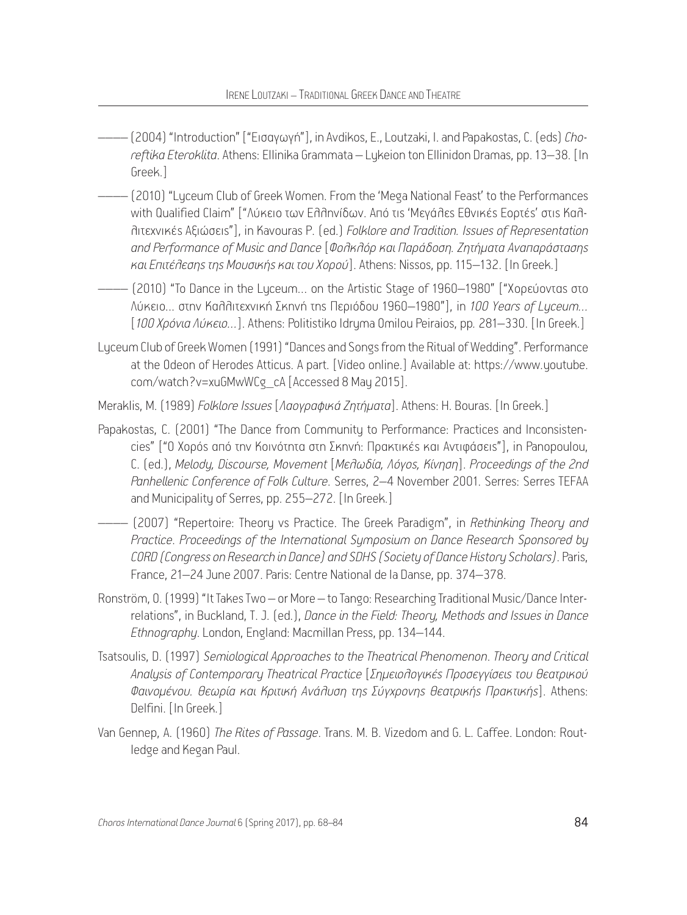——— (2004) "Introduction" ["Εισαγωγή"], in Avdikos, E., Loutzaki, I. and Papakostas, C. (eds) *Choreftika Eteroklita*. Athens: Ellinika Grammata – Lykeion ton Ellinidon Dramas, pp. 13–38. [In Greek.]

——— (2010) "Lyceum Club of Greek Women. From the 'Mega National Feast' to the Performances with Qualified Claim" ["Λύκειο των Ελληνίδων. Από τις 'Μεγάλες Εθνικές Εορτές' στις Καλλιτεχνικές Αξιώσεις"], in Kavouras P. (ed.) *Folklore and Tradition. Issues of Representation and Performance of Music and Dance* [*Φολκλόρ και Παράδοση. Ζητήματα Αναπαράστασης και Επιτέλεσης της Μουσικής και του Χορού*]. Athens: Nissos, pp. 115–132. [In Greek.]

——— (2010) "To Dance in the Lyceum... on the Artistic Stage of 1960–1980" ["Χορεύοντας στο Λύκειο... στην Καλλιτεχνική Σκηνή της Περιόδου 1960–1980"], in *100 Years of Lyceum...* [*100 Χρόνια Λύκειο...*]. Athens: Politistiko Idryma Omilou Peiraios, pp. 281–330. [In Greek.]

Lyceum Club of Greek Women (1991) "Dances and Songs from the Ritual of Wedding". Performance at the Odeon of Herodes Atticus. A part. [Video online.] Available at: https://www.youtube.com/watch?v=xuGMwWCg_cA [Accessed 8 May 2015].

Meraklis, M. (1989) *Folklore Issues* [*Λαογραφικά Ζητήματα*]. Athens: H. Bouras. [In Greek.]

Papakostas, C. (2001) "The Dance from Community to Performance: Practices and Inconsistencies" ["Ο Χορός από την Κοινότητα στη Σκηνή: Πρακτικές και Αντιφάσεις"], in Panopoulou, C. (ed.), *Melody, Discourse, Movement* [*Μελωδία, Λόγος, Κίνηση*]. *Proceedings of the 2nd Panhellenic Conference of Folk Culture*. Serres, 2–4 November 2001. Serres: Serres TEFAA and Municipality of Serres, pp. 255–272. [In Greek.]

——— (2007) "Repertoire: Theory vs Practice. The Greek Paradigm", in *Rethinking Theory and Practice. Proceedings of the International Symposium on Dance Research Sponsored by CORD (Congress on Research in Dance) and SDHS (Society of Dance History Scholars)*. Paris, France, 21–24 June 2007. Paris: Centre National de la Danse, pp. 374–378.

Ronström, O. (1999) "It Takes Two – or More – to Tango: Researching Traditional Music/Dance Interrelations", in Buckland, T. J. (ed.), *Dance in the Field: Theory, Methods and Issues in Dance Ethnography*. London, England: Macmillan Press, pp. 134–144.

Tsatsoulis, D. (1997) *Semiological Approaches to the Theatrical Phenomenon. Theory and Critical Analysis of Contemporary Theatrical Practice* [*Σημειολογικές Προσεγγίσεις του Θεατρικού Φαινομένου. Θεωρία και Κριτική Ανάλυση της Σύγχρονης Θεατρικής Πρακτικής*]. Athens: Delfini. [In Greek.]

Van Gennep, A. (1960) *The Rites of Passage*. Trans. M. B. Vizedom and G. L. Caffee. London: Routledge and Kegan Paul.